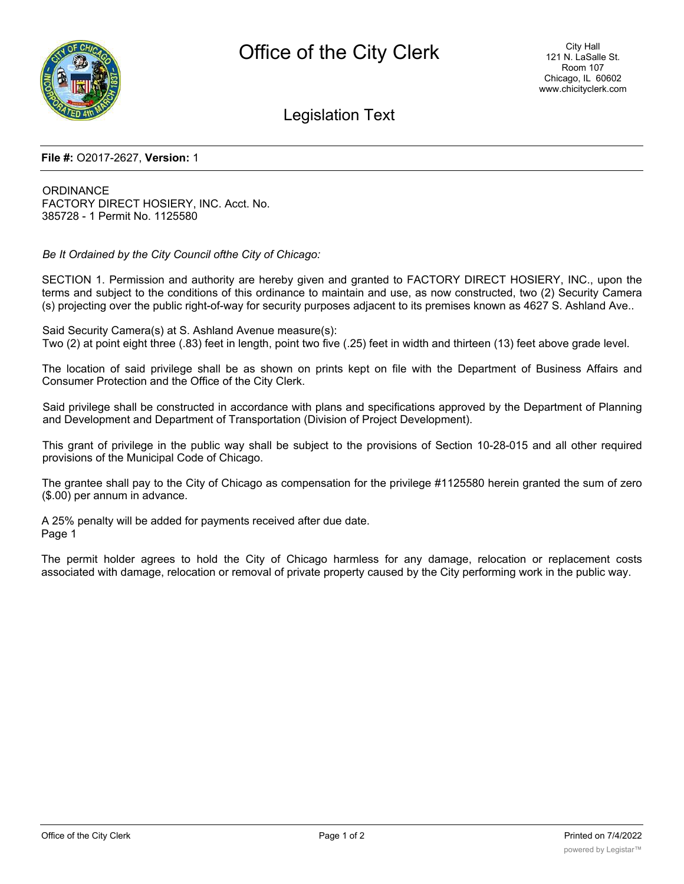# Office of the City Clerk

City Hall
121 N. LaSalle St.
Room 107
Chicago, IL 60602
www.chicityclerk.com

## Legislation Text

**File #:** O2017-2627, **Version:** 1

ORDINANCE
FACTORY DIRECT HOSIERY, INC. Acct. No.
385728 - 1 Permit No. 1125580

*Be It Ordained by the City Council ofthe City of Chicago:*

SECTION 1. Permission and authority are hereby given and granted to FACTORY DIRECT HOSIERY, INC., upon the terms and subject to the conditions of this ordinance to maintain and use, as now constructed, two (2) Security Camera (s) projecting over the public right-of-way for security purposes adjacent to its premises known as 4627 S. Ashland Ave..

Said Security Camera(s) at S. Ashland Avenue measure(s):
Two (2) at point eight three (.83) feet in length, point two five (.25) feet in width and thirteen (13) feet above grade level.

The location of said privilege shall be as shown on prints kept on file with the Department of Business Affairs and Consumer Protection and the Office of the City Clerk.

Said privilege shall be constructed in accordance with plans and specifications approved by the Department of Planning and Development and Department of Transportation (Division of Project Development).

This grant of privilege in the public way shall be subject to the provisions of Section 10-28-015 and all other required provisions of the Municipal Code of Chicago.

The grantee shall pay to the City of Chicago as compensation for the privilege #1125580 herein granted the sum of zero ($.00) per annum in advance.

A 25% penalty will be added for payments received after due date.
Page 1

The permit holder agrees to hold the City of Chicago harmless for any damage, relocation or replacement costs associated with damage, relocation or removal of private property caused by the City performing work in the public way.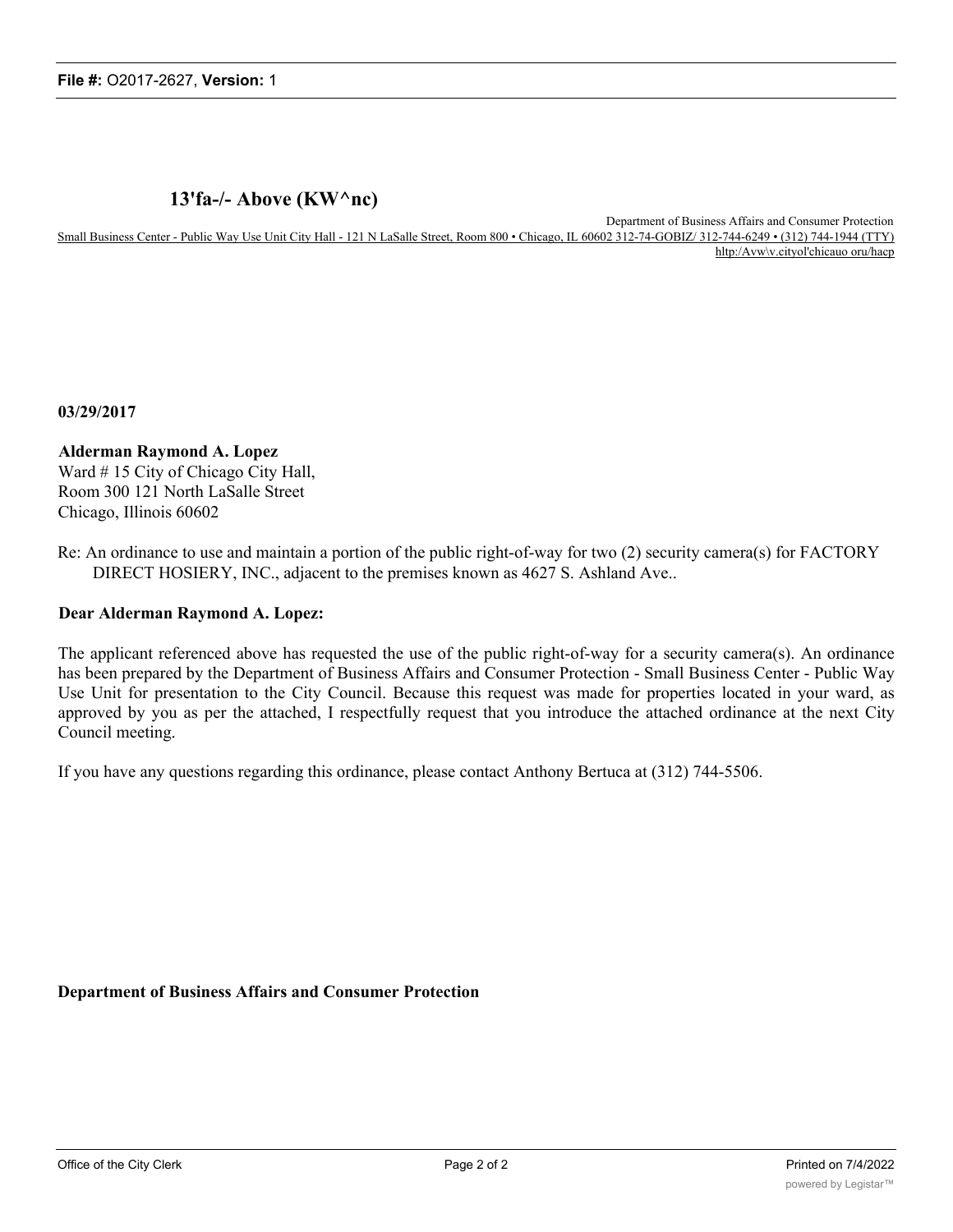**13'fa-/- Above (KW^nc)**

Department of Business Affairs and Consumer Protection
Small Business Center - Public Way Use Unit City Hall - 121 N LaSalle Street, Room 800 • Chicago, IL 60602 312-74-GOBIZ/ 312-744-6249 • (312) 744-1944 (TTY)
hltp:/Avw\v.cityol'chicauo oru/hacp

**03/29/2017**

**Alderman Raymond A. Lopez**
Ward # 15 City of Chicago City Hall,
Room 300 121 North LaSalle Street
Chicago, Illinois 60602

Re: An ordinance to use and maintain a portion of the public right-of-way for two (2) security camera(s) for FACTORY DIRECT HOSIERY, INC., adjacent to the premises known as 4627 S. Ashland Ave..

**Dear Alderman Raymond A. Lopez:**

The applicant referenced above has requested the use of the public right-of-way for a security camera(s). An ordinance has been prepared by the Department of Business Affairs and Consumer Protection - Small Business Center - Public Way Use Unit for presentation to the City Council. Because this request was made for properties located in your ward, as approved by you as per the attached, I respectfully request that you introduce the attached ordinance at the next City Council meeting.

If you have any questions regarding this ordinance, please contact Anthony Bertuca at (312) 744-5506.

**Department of Business Affairs and Consumer Protection**